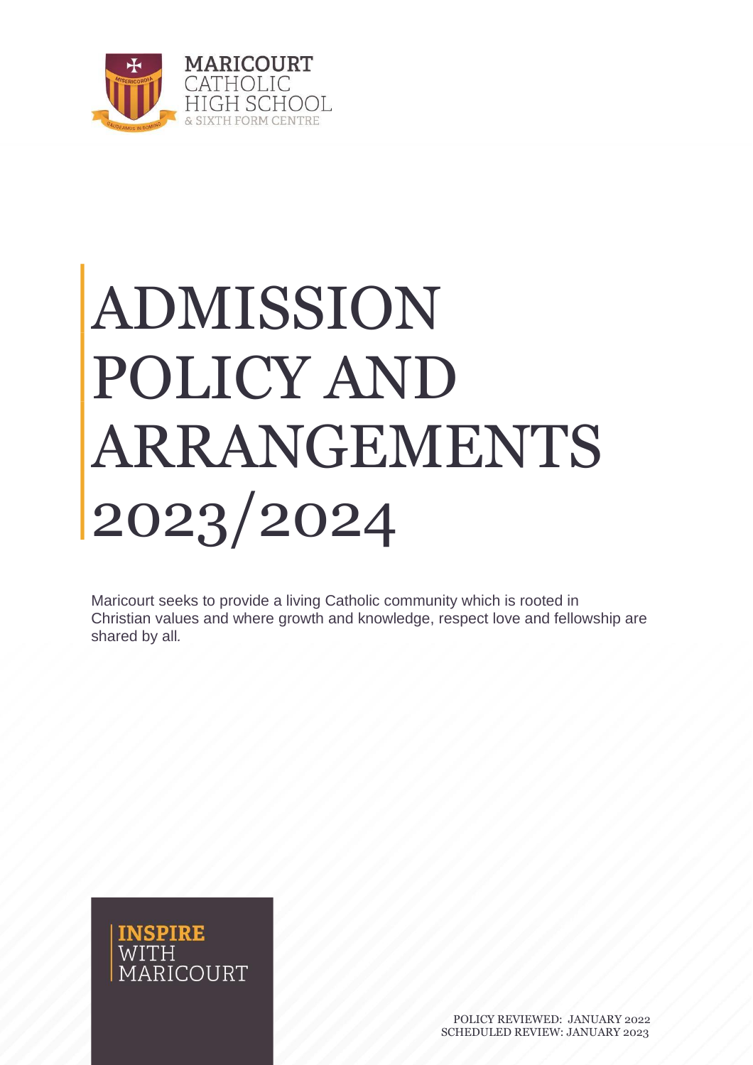MARICOURT CATHOLIC HIGH SCHOOL & SIXTH FORM CENTRE

# ADMISSION POLICY AND ARRANGEMENTS 2023/2024

Maricourt seeks to provide a living Catholic community which is rooted in Christian values and where growth and knowledge, respect love and fellowship are shared by all.

**INSPIRE** WITH MARICOURT

POLICY REVIEWED: JANUARY 2022
SCHEDULED REVIEW: JANUARY 2023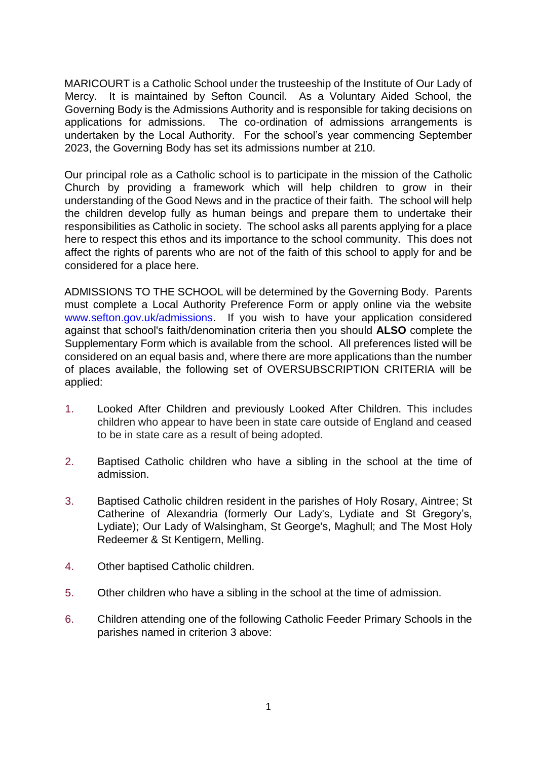MARICOURT is a Catholic School under the trusteeship of the Institute of Our Lady of Mercy. It is maintained by Sefton Council. As a Voluntary Aided School, the Governing Body is the Admissions Authority and is responsible for taking decisions on applications for admissions. The co-ordination of admissions arrangements is undertaken by the Local Authority. For the school's year commencing September 2023, the Governing Body has set its admissions number at 210.

Our principal role as a Catholic school is to participate in the mission of the Catholic Church by providing a framework which will help children to grow in their understanding of the Good News and in the practice of their faith. The school will help the children develop fully as human beings and prepare them to undertake their responsibilities as Catholic in society. The school asks all parents applying for a place here to respect this ethos and its importance to the school community. This does not affect the rights of parents who are not of the faith of this school to apply for and be considered for a place here.

ADMISSIONS TO THE SCHOOL will be determined by the Governing Body. Parents must complete a Local Authority Preference Form or apply online via the website [www.sefton.gov.uk/admissions](http://www.sefton.gov.uk/admissions). If you wish to have your application considered against that school's faith/denomination criteria then you should **ALSO** complete the Supplementary Form which is available from the school. All preferences listed will be considered on an equal basis and, where there are more applications than the number of places available, the following set of OVERSUBSCRIPTION CRITERIA will be applied:

1. Looked After Children and previously Looked After Children. This includes children who appear to have been in state care outside of England and ceased to be in state care as a result of being adopted.

2. Baptised Catholic children who have a sibling in the school at the time of admission.

3. Baptised Catholic children resident in the parishes of Holy Rosary, Aintree; St Catherine of Alexandria (formerly Our Lady's, Lydiate and St Gregory's, Lydiate); Our Lady of Walsingham, St George's, Maghull; and The Most Holy Redeemer & St Kentigern, Melling.

4. Other baptised Catholic children.

5. Other children who have a sibling in the school at the time of admission.

6. Children attending one of the following Catholic Feeder Primary Schools in the parishes named in criterion 3 above: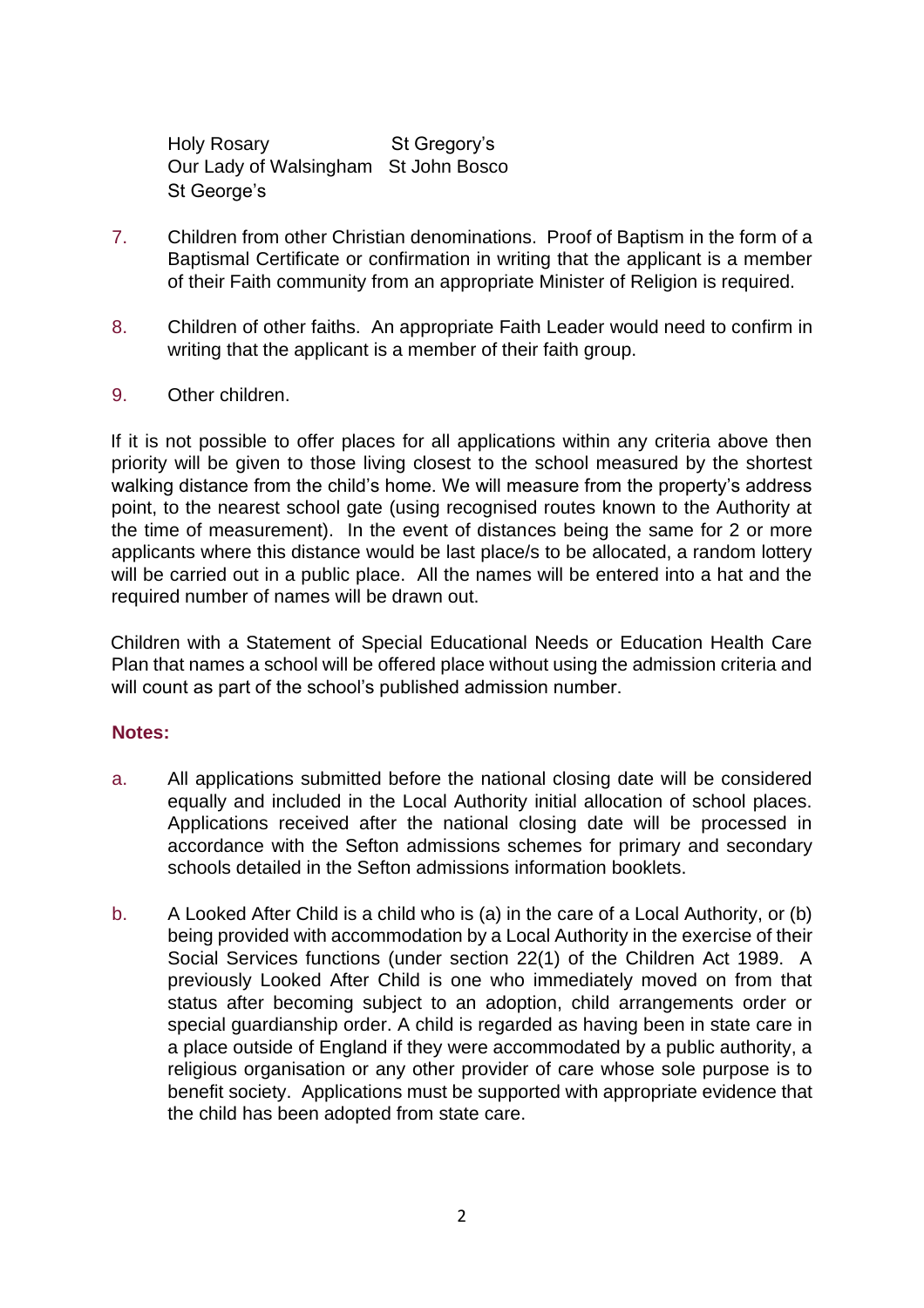Holy Rosary St Gregory's
Our Lady of Walsingham St John Bosco
St George's

7. Children from other Christian denominations. Proof of Baptism in the form of a Baptismal Certificate or confirmation in writing that the applicant is a member of their Faith community from an appropriate Minister of Religion is required.

8. Children of other faiths. An appropriate Faith Leader would need to confirm in writing that the applicant is a member of their faith group.

9. Other children.

If it is not possible to offer places for all applications within any criteria above then priority will be given to those living closest to the school measured by the shortest walking distance from the child's home. We will measure from the property's address point, to the nearest school gate (using recognised routes known to the Authority at the time of measurement). In the event of distances being the same for 2 or more applicants where this distance would be last place/s to be allocated, a random lottery will be carried out in a public place. All the names will be entered into a hat and the required number of names will be drawn out.

Children with a Statement of Special Educational Needs or Education Health Care Plan that names a school will be offered place without using the admission criteria and will count as part of the school's published admission number.

**Notes:**

a. All applications submitted before the national closing date will be considered equally and included in the Local Authority initial allocation of school places. Applications received after the national closing date will be processed in accordance with the Sefton admissions schemes for primary and secondary schools detailed in the Sefton admissions information booklets.

b. A Looked After Child is a child who is (a) in the care of a Local Authority, or (b) being provided with accommodation by a Local Authority in the exercise of their Social Services functions (under section 22(1) of the Children Act 1989. A previously Looked After Child is one who immediately moved on from that status after becoming subject to an adoption, child arrangements order or special guardianship order. A child is regarded as having been in state care in a place outside of England if they were accommodated by a public authority, a religious organisation or any other provider of care whose sole purpose is to benefit society. Applications must be supported with appropriate evidence that the child has been adopted from state care.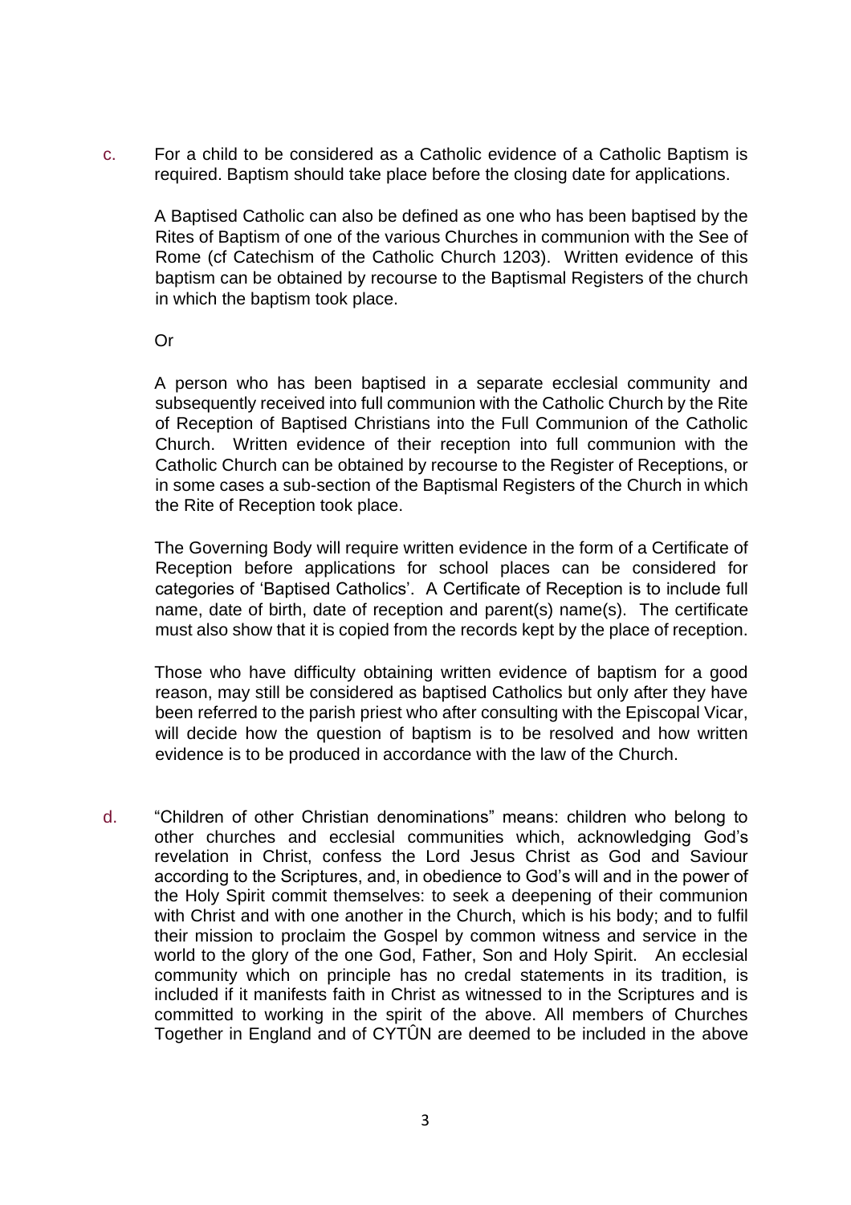c. For a child to be considered as a Catholic evidence of a Catholic Baptism is required. Baptism should take place before the closing date for applications.

A Baptised Catholic can also be defined as one who has been baptised by the Rites of Baptism of one of the various Churches in communion with the See of Rome (cf Catechism of the Catholic Church 1203). Written evidence of this baptism can be obtained by recourse to the Baptismal Registers of the church in which the baptism took place.

Or

A person who has been baptised in a separate ecclesial community and subsequently received into full communion with the Catholic Church by the Rite of Reception of Baptised Christians into the Full Communion of the Catholic Church. Written evidence of their reception into full communion with the Catholic Church can be obtained by recourse to the Register of Receptions, or in some cases a sub-section of the Baptismal Registers of the Church in which the Rite of Reception took place.

The Governing Body will require written evidence in the form of a Certificate of Reception before applications for school places can be considered for categories of 'Baptised Catholics'. A Certificate of Reception is to include full name, date of birth, date of reception and parent(s) name(s). The certificate must also show that it is copied from the records kept by the place of reception.

Those who have difficulty obtaining written evidence of baptism for a good reason, may still be considered as baptised Catholics but only after they have been referred to the parish priest who after consulting with the Episcopal Vicar, will decide how the question of baptism is to be resolved and how written evidence is to be produced in accordance with the law of the Church.

d. "Children of other Christian denominations" means: children who belong to other churches and ecclesial communities which, acknowledging God's revelation in Christ, confess the Lord Jesus Christ as God and Saviour according to the Scriptures, and, in obedience to God's will and in the power of the Holy Spirit commit themselves: to seek a deepening of their communion with Christ and with one another in the Church, which is his body; and to fulfil their mission to proclaim the Gospel by common witness and service in the world to the glory of the one God, Father, Son and Holy Spirit. An ecclesial community which on principle has no credal statements in its tradition, is included if it manifests faith in Christ as witnessed to in the Scriptures and is committed to working in the spirit of the above. All members of Churches Together in England and of CYTÛN are deemed to be included in the above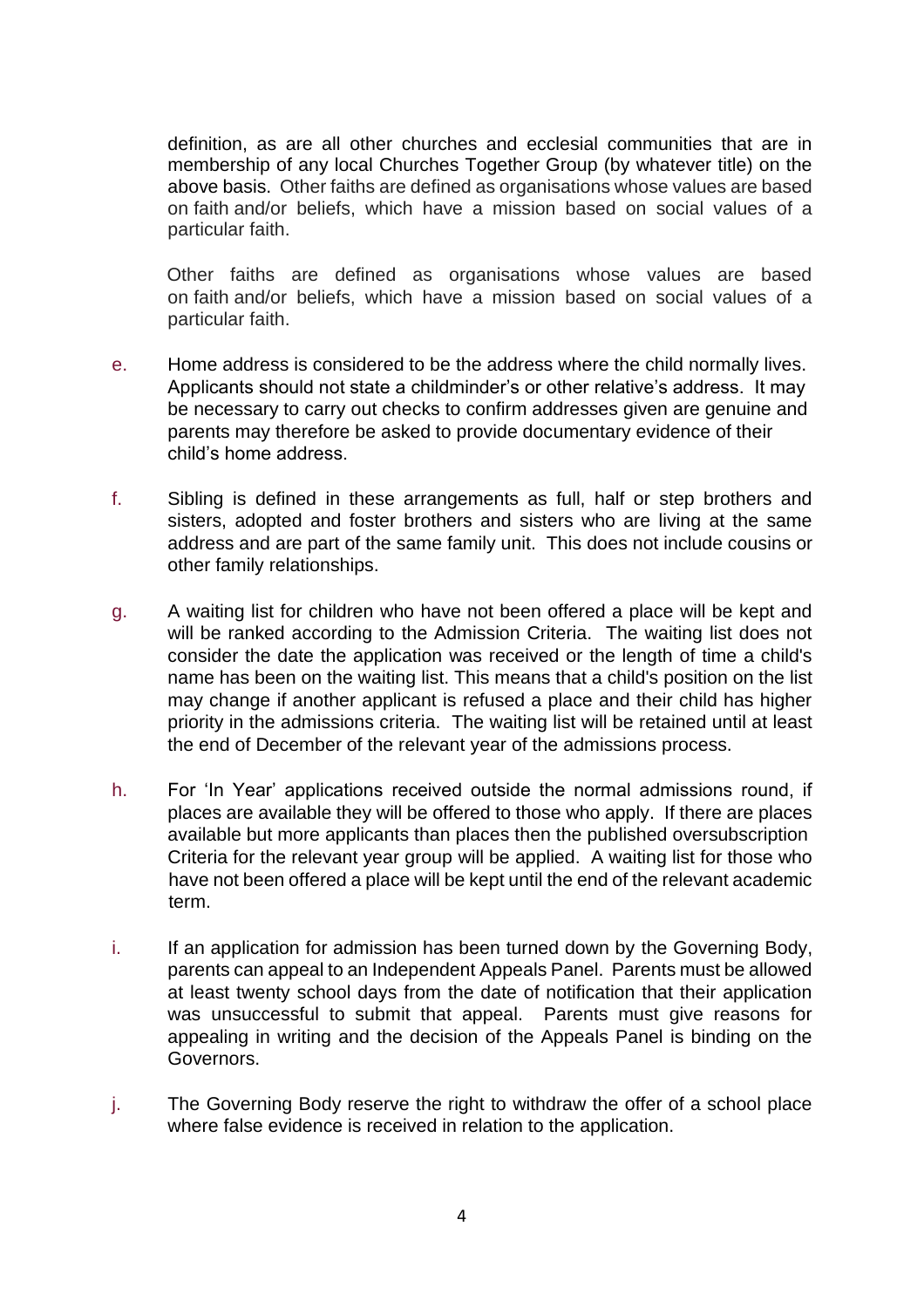definition, as are all other churches and ecclesial communities that are in membership of any local Churches Together Group (by whatever title) on the above basis. Other faiths are defined as organisations whose values are based on faith and/or beliefs, which have a mission based on social values of a particular faith.

Other faiths are defined as organisations whose values are based on faith and/or beliefs, which have a mission based on social values of a particular faith.

e. Home address is considered to be the address where the child normally lives. Applicants should not state a childminder's or other relative's address. It may be necessary to carry out checks to confirm addresses given are genuine and parents may therefore be asked to provide documentary evidence of their child's home address.

f. Sibling is defined in these arrangements as full, half or step brothers and sisters, adopted and foster brothers and sisters who are living at the same address and are part of the same family unit. This does not include cousins or other family relationships.

g. A waiting list for children who have not been offered a place will be kept and will be ranked according to the Admission Criteria. The waiting list does not consider the date the application was received or the length of time a child's name has been on the waiting list. This means that a child's position on the list may change if another applicant is refused a place and their child has higher priority in the admissions criteria. The waiting list will be retained until at least the end of December of the relevant year of the admissions process.

h. For 'In Year' applications received outside the normal admissions round, if places are available they will be offered to those who apply. If there are places available but more applicants than places then the published oversubscription Criteria for the relevant year group will be applied. A waiting list for those who have not been offered a place will be kept until the end of the relevant academic term.

i. If an application for admission has been turned down by the Governing Body, parents can appeal to an Independent Appeals Panel. Parents must be allowed at least twenty school days from the date of notification that their application was unsuccessful to submit that appeal. Parents must give reasons for appealing in writing and the decision of the Appeals Panel is binding on the Governors.

j. The Governing Body reserve the right to withdraw the offer of a school place where false evidence is received in relation to the application.